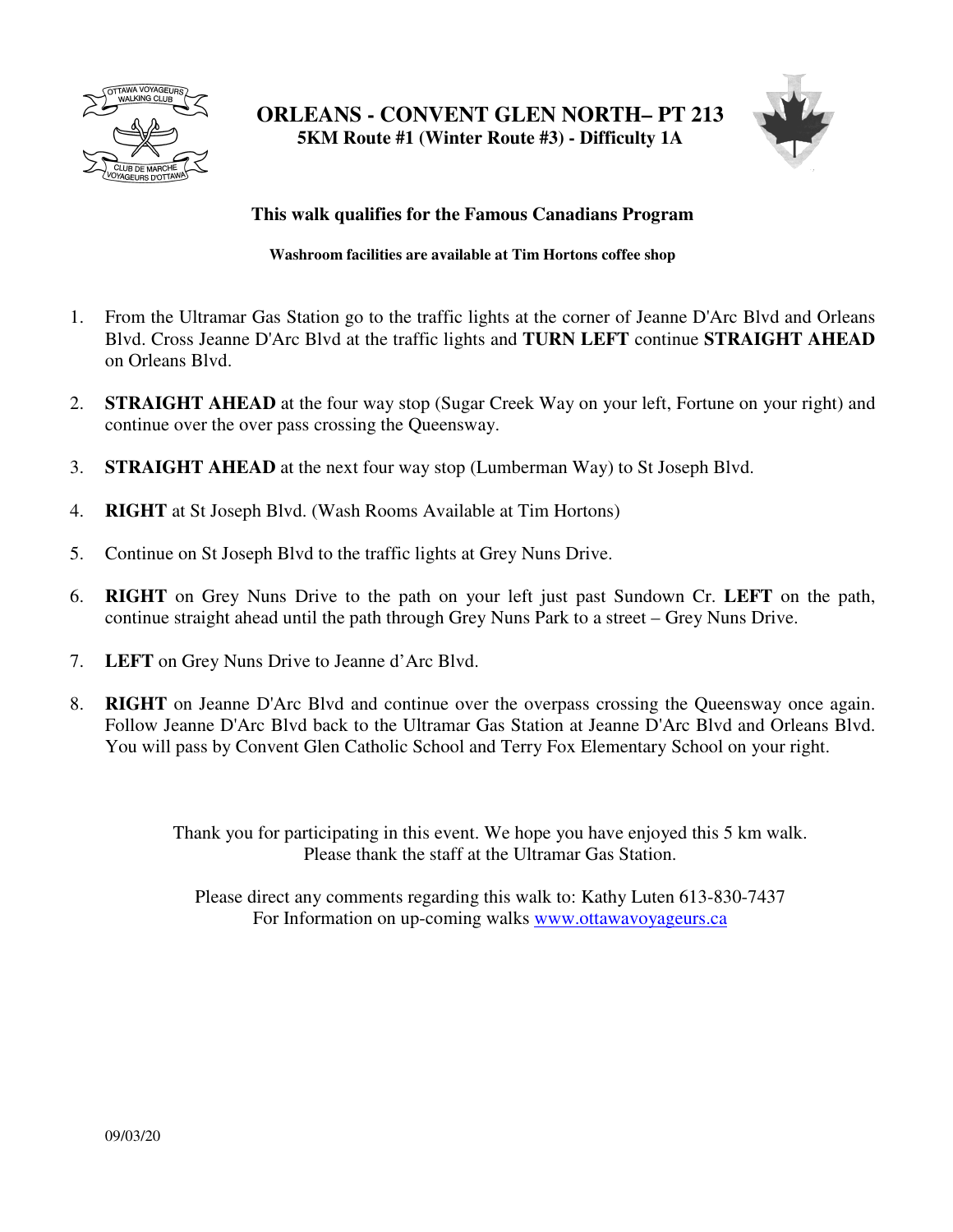# ORLEANS - CONVENT GLEN NORTH– PT 213

**5KM Route #1 (Winter Route #3) - Difficulty 1A**

**This walk qualifies for the Famous Canadians Program**

**Washroom facilities are available at Tim Hortons coffee shop**

1. From the Ultramar Gas Station go to the traffic lights at the corner of Jeanne D'Arc Blvd and Orleans Blvd. Cross Jeanne D'Arc Blvd at the traffic lights and **TURN LEFT** continue **STRAIGHT AHEAD** on Orleans Blvd.
2. **STRAIGHT AHEAD** at the four way stop (Sugar Creek Way on your left, Fortune on your right) and continue over the over pass crossing the Queensway.
3. **STRAIGHT AHEAD** at the next four way stop (Lumberman Way) to St Joseph Blvd.
4. **RIGHT** at St Joseph Blvd. (Wash Rooms Available at Tim Hortons)
5. Continue on St Joseph Blvd to the traffic lights at Grey Nuns Drive.
6. **RIGHT** on Grey Nuns Drive to the path on your left just past Sundown Cr. **LEFT** on the path, continue straight ahead until the path through Grey Nuns Park to a street – Grey Nuns Drive.
7. **LEFT** on Grey Nuns Drive to Jeanne d'Arc Blvd.
8. **RIGHT** on Jeanne D'Arc Blvd and continue over the overpass crossing the Queensway once again. Follow Jeanne D'Arc Blvd back to the Ultramar Gas Station at Jeanne D'Arc Blvd and Orleans Blvd. You will pass by Convent Glen Catholic School and Terry Fox Elementary School on your right.

Thank you for participating in this event. We hope you have enjoyed this 5 km walk.
Please thank the staff at the Ultramar Gas Station.

Please direct any comments regarding this walk to: Kathy Luten 613-830-7437
For Information on up-coming walks [www.ottawavoyageurs.ca](http://www.ottawavoyageurs.ca)

09/03/20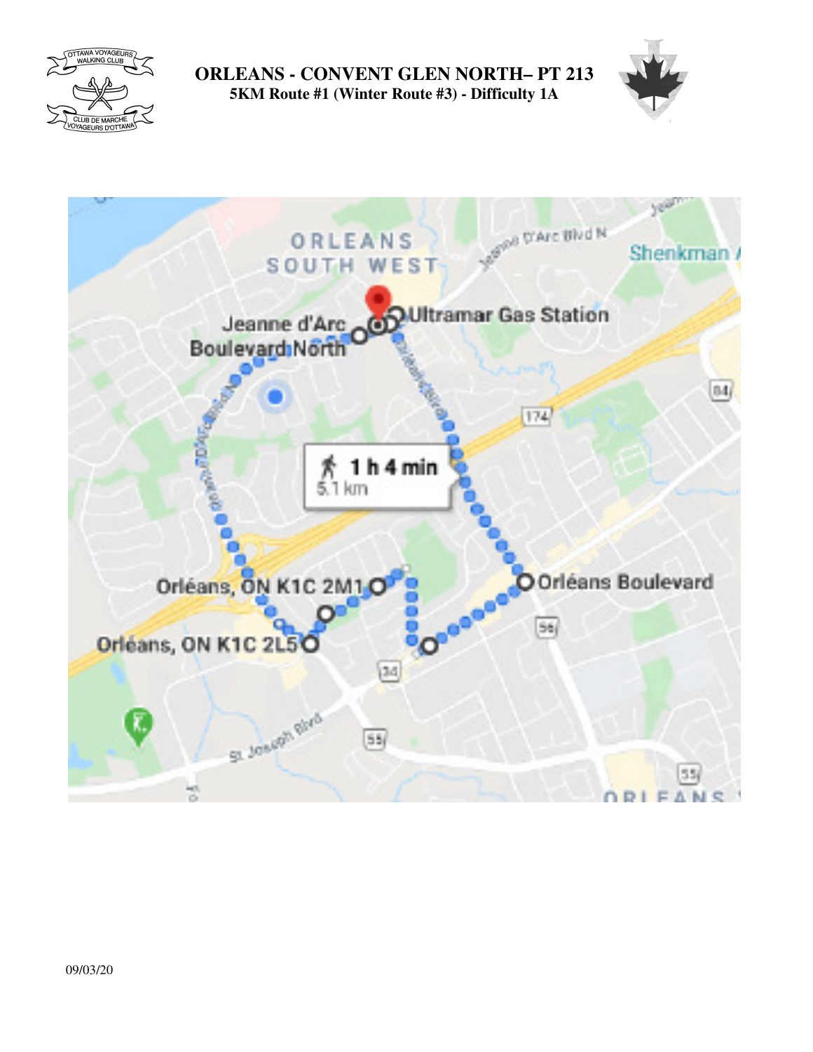# ORLEANS - CONVENT GLEN NORTH– PT 213

**5KM Route #1 (Winter Route #3) - Difficulty 1A**

ORLEANS SOUTH WEST

Jeanne D'Arc Blvd N

Shenkman

Ultramar Gas Station

Jeanne d'Arc Boulevard North

Jeanne d'Arc Blvd N

174

1 h 4 min
5.1 km

Orléans, ON K1C 2M1

Orléans, ON K1C 2L5

Orléans Boulevard

56

34

St. Joseph Blvd

55

ORLEANS